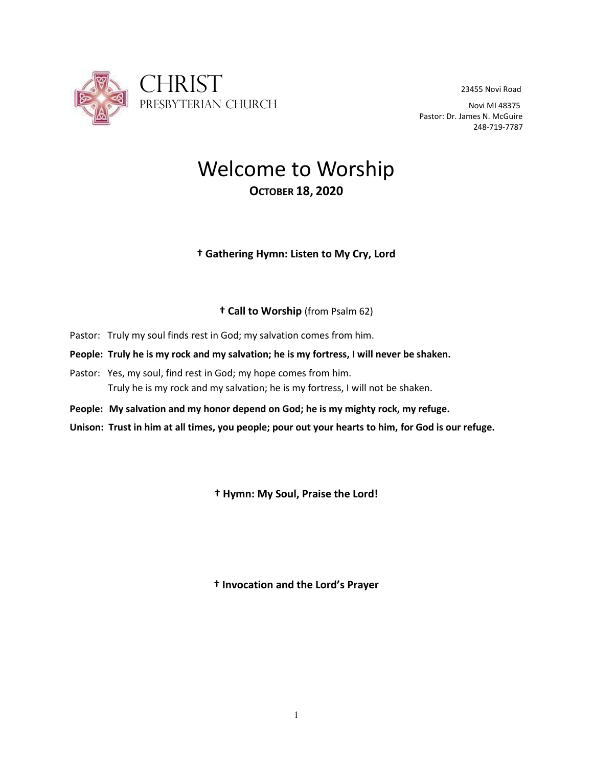# Christ Presbyterian Church

23455 Novi Road
Novi MI 48375
Pastor: Dr. James N. McGuire
248-719-7787

# Welcome to Worship

## October 18, 2020

**† Gathering Hymn: Listen to My Cry, Lord**

**† Call to Worship** (from Psalm 62)

Pastor: Truly my soul finds rest in God; my salvation comes from him.

**People: Truly he is my rock and my salvation; he is my fortress, I will never be shaken.**

Pastor: Yes, my soul, find rest in God; my hope comes from him.
Truly he is my rock and my salvation; he is my fortress, I will not be shaken.

**People: My salvation and my honor depend on God; he is my mighty rock, my refuge.**

**Unison: Trust in him at all times, you people; pour out your hearts to him, for God is our refuge.**

**† Hymn: My Soul, Praise the Lord!**

**† Invocation and the Lord's Prayer**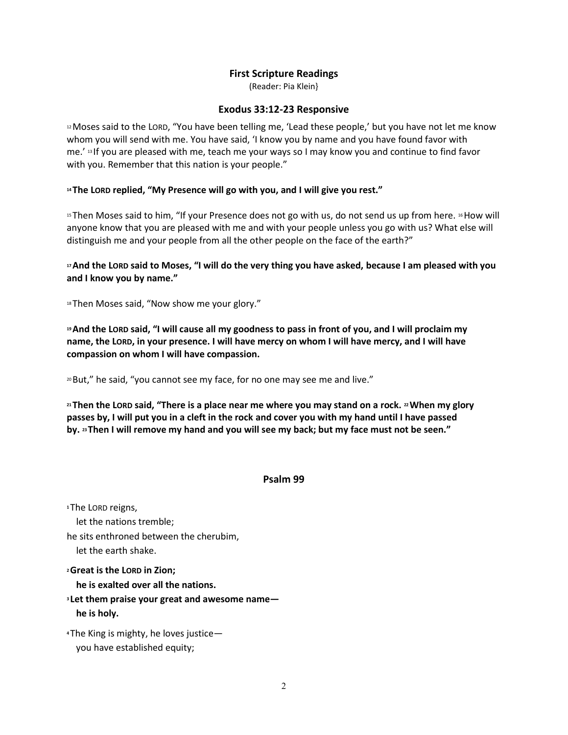### First Scripture Readings

(Reader: Pia Klein}

### Exodus 33:12-23 Responsive

12 Moses said to the LORD, "You have been telling me, 'Lead these people,' but you have not let me know whom you will send with me. You have said, 'I know you by name and you have found favor with me.' 13 If you are pleased with me, teach me your ways so I may know you and continue to find favor with you. Remember that this nation is your people."

**14 The LORD replied, "My Presence will go with you, and I will give you rest."**

15 Then Moses said to him, "If your Presence does not go with us, do not send us up from here. 16 How will anyone know that you are pleased with me and with your people unless you go with us? What else will distinguish me and your people from all the other people on the face of the earth?"

**17 And the LORD said to Moses, "I will do the very thing you have asked, because I am pleased with you and I know you by name."**

18 Then Moses said, "Now show me your glory."

**19 And the LORD said, "I will cause all my goodness to pass in front of you, and I will proclaim my name, the LORD, in your presence. I will have mercy on whom I will have mercy, and I will have compassion on whom I will have compassion.**

20 But," he said, "you cannot see my face, for no one may see me and live."

**21 Then the LORD said, "There is a place near me where you may stand on a rock. 22 When my glory passes by, I will put you in a cleft in the rock and cover you with my hand until I have passed by. 23 Then I will remove my hand and you will see my back; but my face must not be seen."**

### Psalm 99

1 The LORD reigns,
  let the nations tremble;
he sits enthroned between the cherubim,
  let the earth shake.

**2 Great is the LORD in Zion;**
  **he is exalted over all the nations.**
**3 Let them praise your great and awesome name—**
  **he is holy.**

4 The King is mighty, he loves justice—
  you have established equity;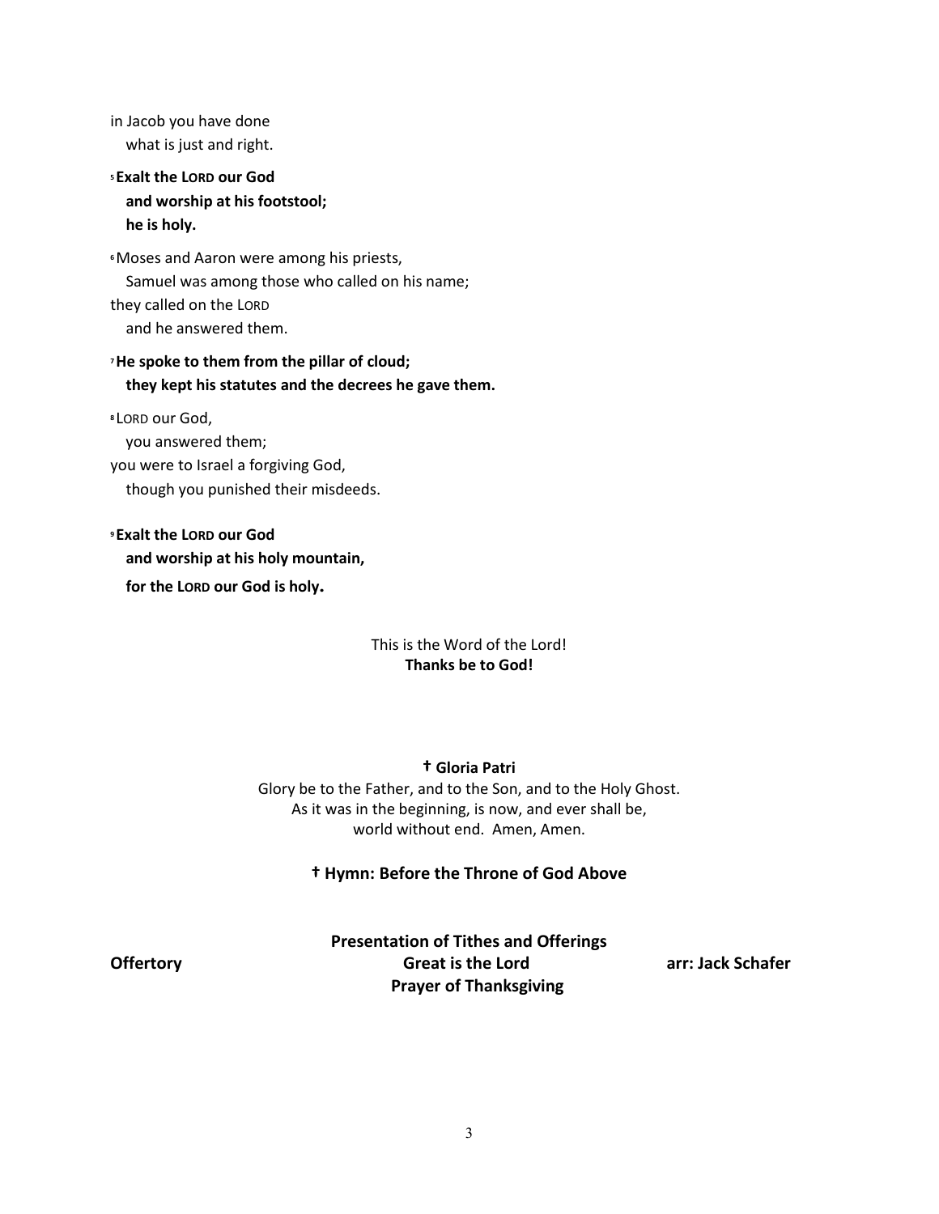in Jacob you have done
   what is just and right.

[5] **Exalt the LORD our God**
   **and worship at his footstool;**
   **he is holy.**

[6] Moses and Aaron were among his priests,
   Samuel was among those who called on his name;
they called on the LORD
   and he answered them.

[7] **He spoke to them from the pillar of cloud;**
   **they kept his statutes and the decrees he gave them.**

[8] LORD our God,
   you answered them;
you were to Israel a forgiving God,
   though you punished their misdeeds.

[9] **Exalt the LORD our God**
   **and worship at his holy mountain,**
   **for the LORD our God is holy.**

This is the Word of the Lord!
**Thanks be to God!**

**† Gloria Patri**

Glory be to the Father, and to the Son, and to the Holy Ghost.
As it was in the beginning, is now, and ever shall be,
world without end. Amen, Amen.

**† Hymn: Before the Throne of God Above**

**Presentation of Tithes and Offerings**

**Offertory** **Great is the Lord** **arr: Jack Schafer**

**Prayer of Thanksgiving**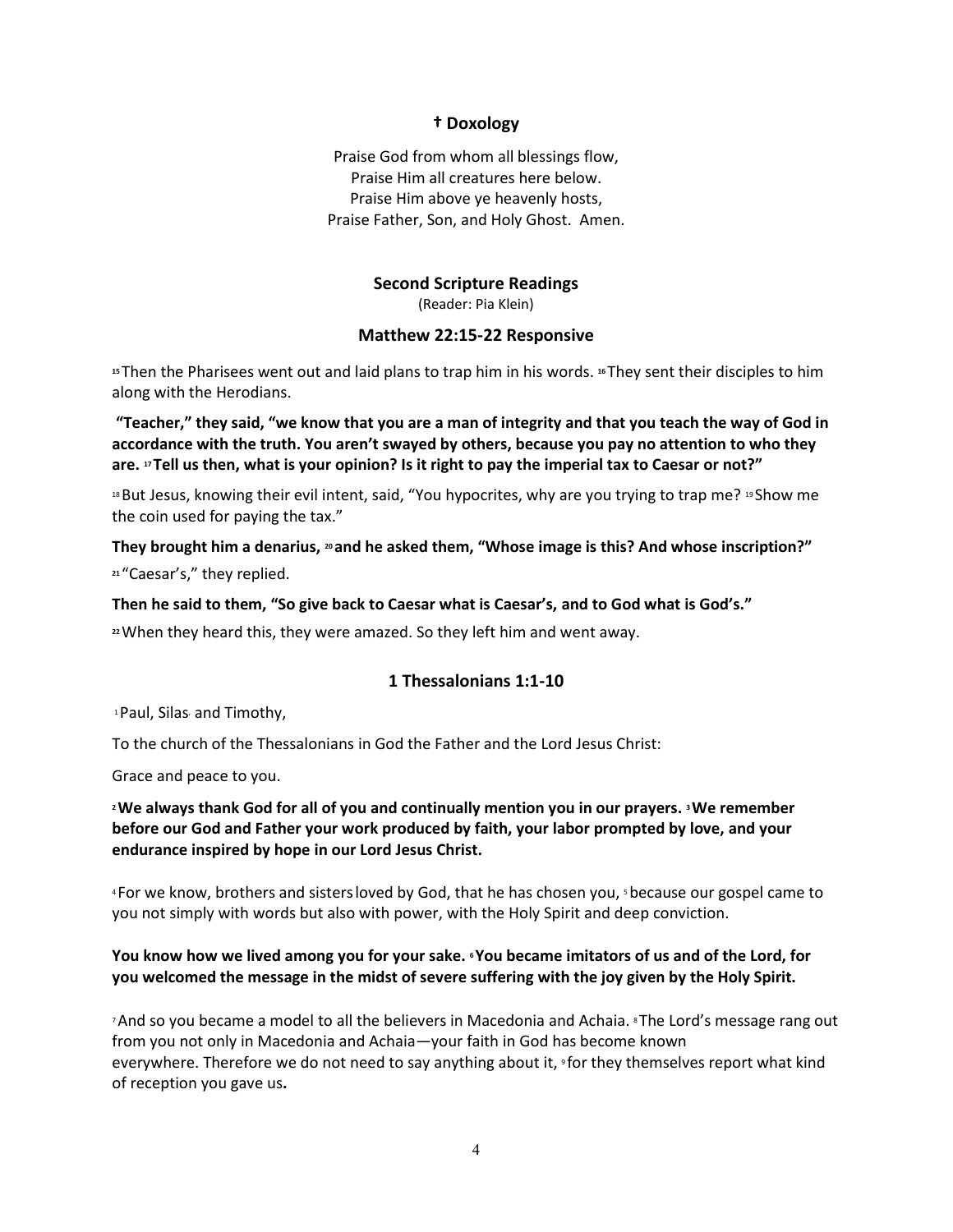### † Doxology

Praise God from whom all blessings flow,
Praise Him all creatures here below.
Praise Him above ye heavenly hosts,
Praise Father, Son, and Holy Ghost. Amen.

### Second Scripture Readings

(Reader: Pia Klein)

### Matthew 22:15-22 Responsive

15 Then the Pharisees went out and laid plans to trap him in his words. 16 They sent their disciples to him along with the Herodians.

**"Teacher," they said, "we know that you are a man of integrity and that you teach the way of God in accordance with the truth. You aren't swayed by others, because you pay no attention to who they are. 17 Tell us then, what is your opinion? Is it right to pay the imperial tax to Caesar or not?"**

18 But Jesus, knowing their evil intent, said, "You hypocrites, why are you trying to trap me? 19 Show me the coin used for paying the tax."

**They brought him a denarius, 20 and he asked them, "Whose image is this? And whose inscription?"**

21 "Caesar's," they replied.

**Then he said to them, "So give back to Caesar what is Caesar's, and to God what is God's."**

22 When they heard this, they were amazed. So they left him and went away.

### 1 Thessalonians 1:1-10

1 Paul, Silas and Timothy,

To the church of the Thessalonians in God the Father and the Lord Jesus Christ:

Grace and peace to you.

**2 We always thank God for all of you and continually mention you in our prayers. 3 We remember before our God and Father your work produced by faith, your labor prompted by love, and your endurance inspired by hope in our Lord Jesus Christ.**

4 For we know, brothers and sisters loved by God, that he has chosen you, 5 because our gospel came to you not simply with words but also with power, with the Holy Spirit and deep conviction.

**You know how we lived among you for your sake. 6 You became imitators of us and of the Lord, for you welcomed the message in the midst of severe suffering with the joy given by the Holy Spirit.**

7 And so you became a model to all the believers in Macedonia and Achaia. 8 The Lord's message rang out from you not only in Macedonia and Achaia—your faith in God has become known everywhere. Therefore we do not need to say anything about it, 9 for they themselves report what kind of reception you gave us**.**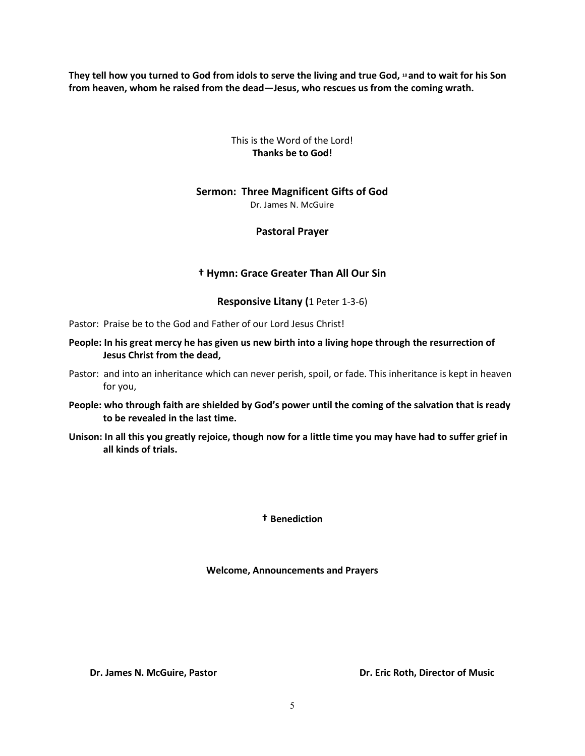**They tell how you turned to God from idols to serve the living and true God, [10] and to wait for his Son from heaven, whom he raised from the dead—Jesus, who rescues us from the coming wrath.**

This is the Word of the Lord!
**Thanks be to God!**

## Sermon: Three Magnificent Gifts of God

Dr. James N. McGuire

## Pastoral Prayer

## † Hymn: Grace Greater Than All Our Sin

## Responsive Litany (1 Peter 1-3-6)

Pastor: Praise be to the God and Father of our Lord Jesus Christ!

**People: In his great mercy he has given us new birth into a living hope through the resurrection of Jesus Christ from the dead,**

Pastor: and into an inheritance which can never perish, spoil, or fade. This inheritance is kept in heaven for you,

**People: who through faith are shielded by God's power until the coming of the salvation that is ready to be revealed in the last time.**

**Unison: In all this you greatly rejoice, though now for a little time you may have had to suffer grief in all kinds of trials.**

**† Benediction**

**Welcome, Announcements and Prayers**

**Dr. James N. McGuire, Pastor** **Dr. Eric Roth, Director of Music**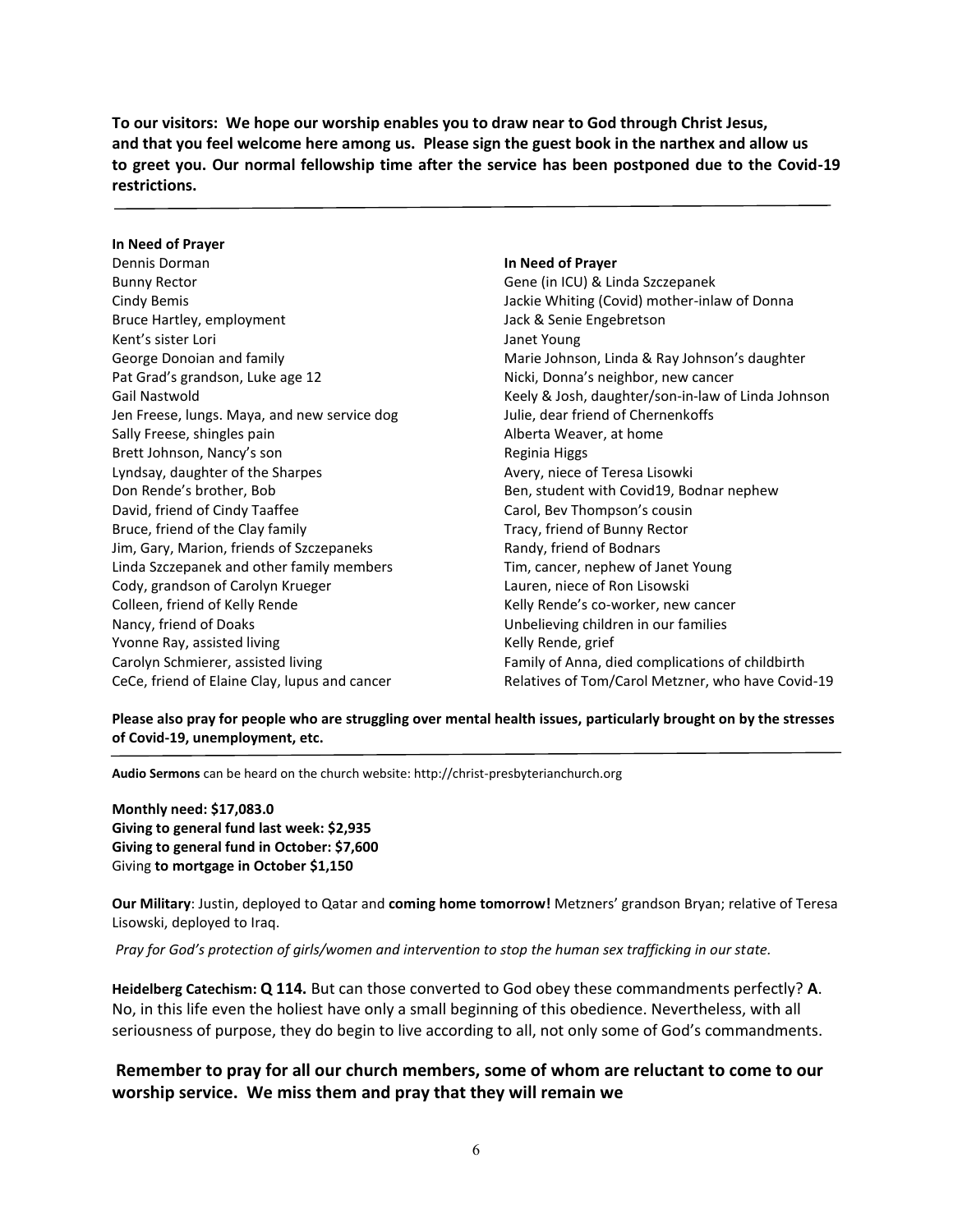**To our visitors: We hope our worship enables you to draw near to God through Christ Jesus, and that you feel welcome here among us. Please sign the guest book in the narthex and allow us to greet you. Our normal fellowship time after the service has been postponed due to the Covid-19 restrictions.**

---

**In Need of Prayer**

Dennis Dorman
Bunny Rector
Cindy Bemis
Bruce Hartley, employment
Kent's sister Lori
George Donoian and family
Pat Grad's grandson, Luke age 12
Gail Nastwold
Jen Freese, lungs. Maya, and new service dog
Sally Freese, shingles pain
Brett Johnson, Nancy's son
Lyndsay, daughter of the Sharpes
Don Rende's brother, Bob
David, friend of Cindy Taaffee
Bruce, friend of the Clay family
Jim, Gary, Marion, friends of Szczepaneks
Linda Szczepanek and other family members
Cody, grandson of Carolyn Krueger
Colleen, friend of Kelly Rende
Nancy, friend of Doaks
Yvonne Ray, assisted living
Carolyn Schmierer, assisted living
CeCe, friend of Elaine Clay, lupus and cancer

**In Need of Prayer**

Gene (in ICU) & Linda Szczepanek
Jackie Whiting (Covid) mother-inlaw of Donna
Jack & Senie Engebretson
Janet Young
Marie Johnson, Linda & Ray Johnson's daughter
Nicki, Donna's neighbor, new cancer
Keely & Josh, daughter/son-in-law of Linda Johnson
Julie, dear friend of Chernenkoffs
Alberta Weaver, at home
Reginia Higgs
Avery, niece of Teresa Lisowki
Ben, student with Covid19, Bodnar nephew
Carol, Bev Thompson's cousin
Tracy, friend of Bunny Rector
Randy, friend of Bodnars
Tim, cancer, nephew of Janet Young
Lauren, niece of Ron Lisowski
Kelly Rende's co-worker, new cancer
Unbelieving children in our families
Kelly Rende, grief
Family of Anna, died complications of childbirth
Relatives of Tom/Carol Metzner, who have Covid-19

**Please also pray for people who are struggling over mental health issues, particularly brought on by the stresses of Covid-19, unemployment, etc.**

---

**Audio Sermons** can be heard on the church website: http://christ-presbyterianchurch.org

**Monthly need: $17,083.0**
**Giving to general fund last week: $2,935**
**Giving to general fund in October: $7,600**
Giving **to mortgage in October $1,150**

**Our Military**: Justin, deployed to Qatar and **coming home tomorrow!** Metzners' grandson Bryan; relative of Teresa Lisowski, deployed to Iraq.

*Pray for God's protection of girls/women and intervention to stop the human sex trafficking in our state.*

**Heidelberg Catechism: Q 114.** But can those converted to God obey these commandments perfectly? **A**. No, in this life even the holiest have only a small beginning of this obedience. Nevertheless, with all seriousness of purpose, they do begin to live according to all, not only some of God's commandments.

**Remember to pray for all our church members, some of whom are reluctant to come to our worship service. We miss them and pray that they will remain we**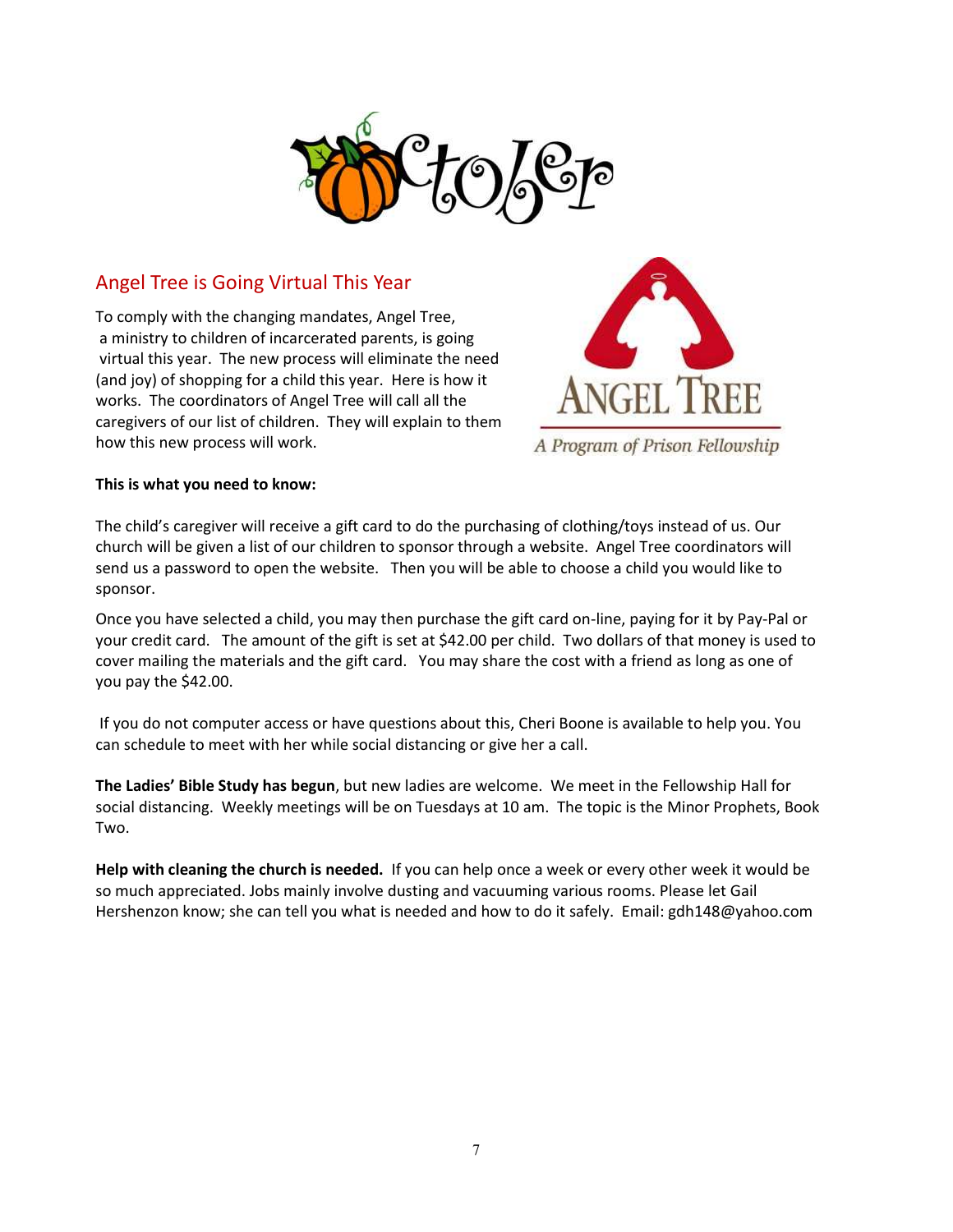# October

## Angel Tree is Going Virtual This Year

To comply with the changing mandates, Angel Tree, a ministry to children of incarcerated parents, is going virtual this year. The new process will eliminate the need (and joy) of shopping for a child this year. Here is how it works. The coordinators of Angel Tree will call all the caregivers of our list of children. They will explain to them how this new process will work.

ANGEL TREE

*A Program of Prison Fellowship*

**This is what you need to know:**

The child's caregiver will receive a gift card to do the purchasing of clothing/toys instead of us. Our church will be given a list of our children to sponsor through a website. Angel Tree coordinators will send us a password to open the website. Then you will be able to choose a child you would like to sponsor.

Once you have selected a child, you may then purchase the gift card on-line, paying for it by Pay-Pal or your credit card. The amount of the gift is set at $42.00 per child. Two dollars of that money is used to cover mailing the materials and the gift card. You may share the cost with a friend as long as one of you pay the $42.00.

If you do not computer access or have questions about this, Cheri Boone is available to help you. You can schedule to meet with her while social distancing or give her a call.

**The Ladies' Bible Study has begun**, but new ladies are welcome. We meet in the Fellowship Hall for social distancing. Weekly meetings will be on Tuesdays at 10 am. The topic is the Minor Prophets, Book Two.

**Help with cleaning the church is needed.** If you can help once a week or every other week it would be so much appreciated. Jobs mainly involve dusting and vacuuming various rooms. Please let Gail Hershenzon know; she can tell you what is needed and how to do it safely. Email: gdh148@yahoo.com